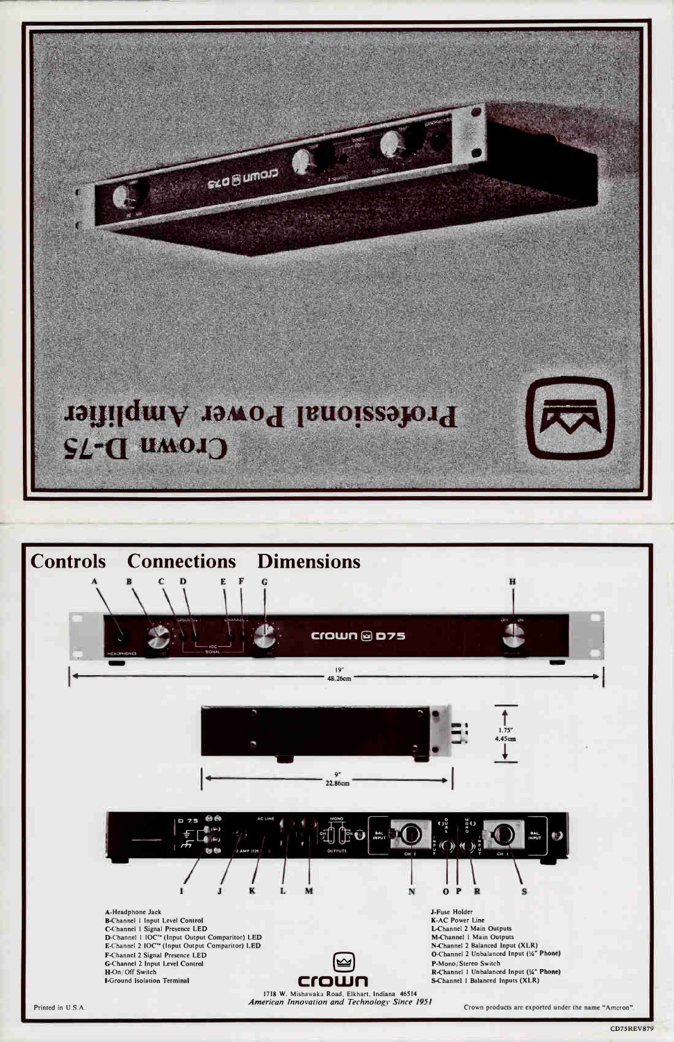# Crown D-75

## Professional Power Amplifier

## Controls Connections Dimensions

19"
48.26cm

1.75"
4.45cm

9"
22.86cm

- A-Headphone Jack
- B-Channel 1 Input Level Control
- C-Channel 1 Signal Presence LED
- D-Channel 1 IOC™ (Input Output Comparitor) LED
- E-Channel 2 IOC™ (Input Output Comparitor) LED
- F-Channel 2 Signal Presence LED
- G-Channel 2 Input Level Control
- H-On/Off Switch
- I-Ground Isolation Terminal
- J-Fuse Holder
- K-AC Power Line
- L-Channel 2 Main Outputs
- M-Channel 1 Main Outputs
- N-Channel 2 Balanced Input (XLR)
- O-Channel 2 Unbalanced Input (¼" Phone)
- P-Mono/Stereo Switch
- R-Channel 1 Unbalanced Input (¼" Phone)
- S-Channel 1 Balanced Inputs (XLR)

**crown**

1718 W. Mishawaka Road, Elkhart, Indiana 46514

*American Innovation and Technology Since 1951*

Printed in U.S.A.

Crown products are exported under the name "Amcron".

CD75REV879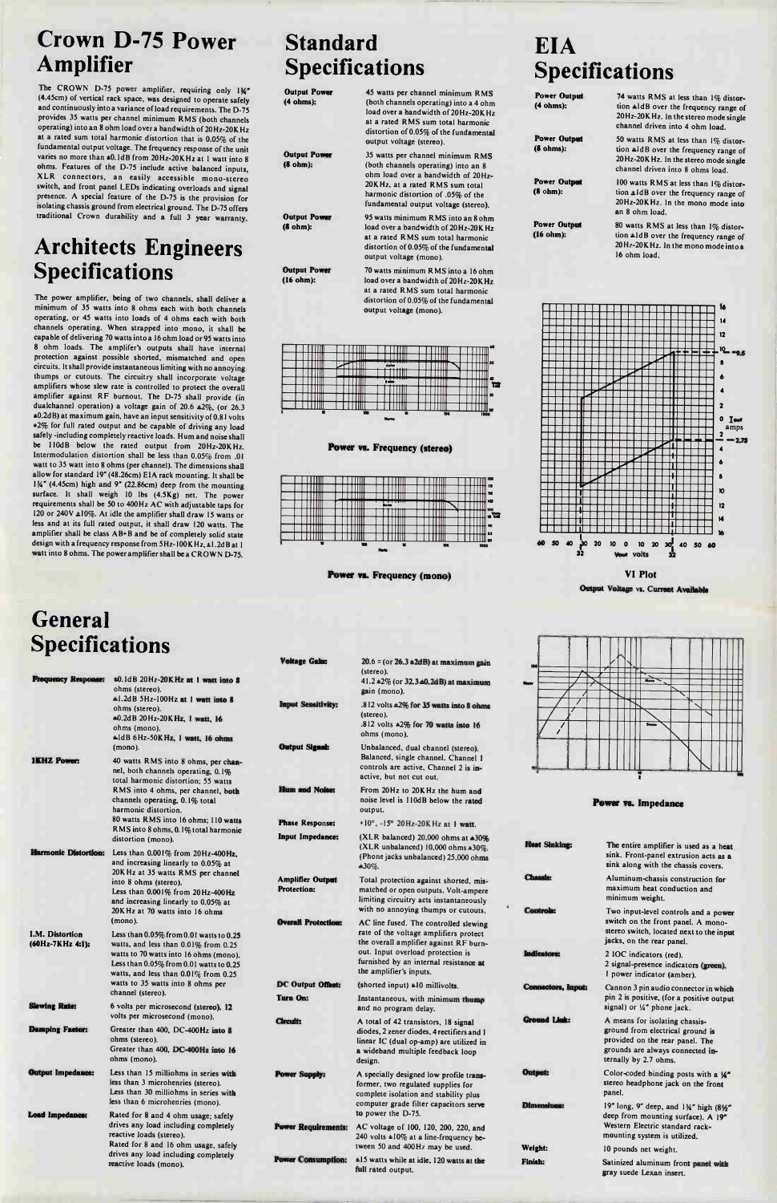# Crown D-75 Power Amplifier

The CROWN D-75 power amplifier, requiring only 1¾" (4.45cm) of vertical rack space, was designed to operate safely and continuously into a variance of load requirements. The D-75 provides 35 watts per channel minimum RMS (both channels operating) into an 8 ohm load over a bandwidth of 20Hz-20KHz at a rated sum total harmonic distortion that is 0.05% of the fundamental output voltage. The frequency response of the unit varies no more than ±0.1dB from 20Hz-20KHz at 1 watt into 8 ohms. Features of the D-75 include active balanced inputs, XLR connectors, an easily accessible mono-stereo switch, and front panel LEDs indicating overloads and signal presence. A special feature of the D-75 is the provision for isolating chassis ground from electrical ground. The D-75 offers traditional Crown durability and a full 3 year warranty.

# Architects Engineers Specifications

The power amplifier, being of two channels, shall deliver a minimum of 35 watts into 8 ohms each with both channels operating, or 45 watts into loads of 4 ohms each with both channels operating. When strapped into mono, it shall be capable of delivering 70 watts into a 16 ohm load or 95 watts into 8 ohm loads. The amplifer's outputs shall have internal protection against possible shorted, mismatched and open circuits. It shall provide instantaneous limiting with no annoying thumps or cutouts. The circuitry shall incorporate voltage amplifiers whose slew rate is controlled to protect the overall amplifier against RF burnout. The D-75 shall provide (in dualchannel operation) a voltage gain of 20.6 ±2%, (or 26.3 ±0.2dB) at maximum gain, have an input sensitivity of 0.81 volts ±2% for full rated output and be capable of driving any load safely -including completely reactive loads. Hum and noise shall be 110dB below the rated output from 20Hz-20KHz. Intermodulation distortion shall be less than 0.05% from .01 watt to 35 watt into 8 ohms (per channel). The dimensions shall allow for standard 19" (48.26cm) EIA rack mounting. It shall be 1¾" (4.45cm) high and 9" (22.86cm) deep from the mounting surface. It shall weigh 10 lbs (4.5Kg) net. The power requirements shall be 50 to 400Hz AC with adjustable taps for 120 or 240V ±10%. At idle the amplifier shall draw 15 watts or less and at its full rated output, it shall draw 120 watts. The amplifier shall be class AB+B and be of completely solid state design with a frequency response from 5Hz-100KHz, ±1.2dB at 1 watt into 8 ohms. The power amplifier shall be a CROWN D-75.

# Standard Specifications

**Output Power (4 ohms):** 45 watts per channel minimum RMS (both channels operating) into a 4 ohm load over a bandwidth of 20Hz-20KHz at a rated RMS sum total harmonic distortion of 0.05% of the fundamental output voltage (stereo).

**Output Power (8 ohm):** 35 watts per channel minimum RMS (both channels operating) into an 8 ohm load over a bandwidth of 20Hz-20KHz, at a rated RMS sum total harmonic distortion of .05% of the fundamental output voltage (stereo).

**Output Power (8 ohm):** 95 watts minimum RMS into an 8 ohm load over a bandwidth of 20Hz-20KHz at a rated RMS sum total harmonic distortion of 0.05% of the fundamental output voltage (mono).

**Output Power (16 ohm):** 70 watts minimum RMS into a 16 ohm load over a bandwidth of 20Hz-20KHz at a rated RMS sum total harmonic distortion of 0.05% of the fundamental output voltage (mono).

**Power vs. Frequency (stereo)**

**Power vs. Frequency (mono)**

# EIA Specifications

**Power Output (4 ohms):** 74 watts RMS at less than 1% distortion ±1dB over the frequency range of 20Hz-20KHz. In the stereo mode single channel driven into 4 ohm load.

**Power Output (8 ohms):** 50 watts RMS at less than 1% distortion ±1dB over the frequency range of 20Hz-20KHz. In the stereo mode single channel driven into 8 ohms load.

**Power Output (8 ohm):** 100 watts RMS at less than 1% distortion ±1dB over the frequency range of 20Hz-20KHz. In the mono mode into an 8 ohm load.

**Power Output (16 ohm):** 80 watts RMS at less than 1% distortion ±1dB over the frequency range of 20Hz-20KHz. In the mono mode into a 16 ohm load.

16
14
12
10
9.5
8
6
4
2
0
$I_{out}$ amps
2
2.75
4
6
8
10
12
14
16
60 50 40 30 20 10 0 10 20 30 40 50 60
32
$V_{out}$ volts
32

**VI Plot**
Output Voltage vs. Current Available

# General Specifications

**Frequency Response:** ±0.1dB 20Hz-20KHz at 1 watt into 8 ohms (stereo).
±1.2dB 5Hz-100KHz at 1 watt into 8 ohms (stereo).
±0.2dB 20Hz-20KHz, 1 watt, 16 ohms (mono).
±1dB 6Hz-50KHz, 1 watt, 16 ohms (mono).

**1KHZ Power:** 40 watts RMS into 8 ohms, per channel, both channels operating, 0.1% total harmonic distortion; 55 watts RMS into 4 ohms, per channel, both channels operating, 0.1% total harmonic distortion.
80 watts RMS into 16 ohms, 110 watts RMS into 8 ohms, 0.1% total harmonic distortion (mono).

**Harmonic Distortion:** Less than 0.001% from 20Hz-400Hz, and increasing linearly to 0.05% at 20KHz at 35 watts RMS per channel into 8 ohms (stereo).
Less than 0.001% from 20Hz-400Hz and increasing linearly to 0.05% at 20KHz at 70 watts into 16 ohms (mono).

**I.M. Distortion (60Hz-7KHz 4:1):** Less than 0.05% from 0.01 watts to 0.25 watts, and less than 0.01% from 0.25 watts to 70 watts into 16 ohms (mono). Less than 0.05% from 0.01 watts to 0.25 watts, and less than 0.01% from 0.25 watts to 35 watts into 8 ohms per channel (stereo).

**Slewing Rate:** 6 volts per microsecond (stereo). 12 volts per microsecond (mono).

**Damping Factor:** Greater than 400, DC-400Hz into 8 ohms (stereo).
Greater than 400, DC-400Hz into 16 ohms (mono).

**Output Impedance:** Less than 15 milliohms in series with less than 3 microhenries (stereo).
Less than 30 milliohms in series with less than 6 microhenries (mono).

**Load Impedance:** Rated for 8 and 4 ohm usage; safely drives any load including completely reactive loads (stereo).
Rated for 8 and 16 ohm usage, safely drives any load including completely reactive loads (mono).

**Voltage Gain:** 20.6 ± (or 26.3 ±2dB) at maximum gain (stereo).
41.2 ±2% (or 32.3±0.2dB) at maximum gain (mono).

**Input Sensitivity:** .812 volts ±2% for 35 watts into 8 ohms (stereo).
.812 volts ±2% for 70 watts into 16 ohms (mono).

**Output Signal:** Unbalanced, dual channel (stereo). Balanced, single channel. Channel 1 controls are active, Channel 2 is inactive, but not cut out.

**Hum and Noise:** From 20Hz to 20KHz the hum and noise level is 110dB below the rated output.

**Phase Response:** +10°, -15° 20Hz-20KHz at 1 watt.

**Input Impedance:** (XLR balanced) 20,000 ohms at ±30% (XLR unbalanced) 10,000 ohms ±30%. (Phone jacks unbalanced) 25,000 ohms ±30%.

**Amplifier Output Protection:** Total protection against shorted, mismatched or open outputs. Volt-ampere limiting circuitry acts instantaneously with no annoying thumps or cutouts.

**Overall Protection:** AC line fused. The controlled slewing rate of the voltage amplifiers protect the overall amplifier against RF burnout. Input overload protection is furnished by an internal resistance at the amplifier's inputs.

**DC Output Offset:** (shorted input) ±10 millivolts.

**Turn On:** Instantaneous, with minimum thump and no program delay.

**Circuit:** A total of 42 transistors, 18 signal diodes, 2 zener diodes, 4 rectifiers and 1 linear IC (dual op-amp) are utilized in a wideband multiple feedback loop design.

**Power Supply:** A specially designed low profile transformer, two regulated supplies for complete isolation and stability plus computer grade filter capacitors serve to power the D-75.

**Power Requirements:** AC voltage of 100, 120, 200, 220, and 240 volts ±10% at a line-frequency between 50 and 400Hz may be used.

**Power Consumption:** ±15 watts while at idle, 120 watts at the full rated output.

**Power vs. Impedance**

**Heat Sinking:** The entire amplifier is used as a heat sink. Front-panel extrusion acts as a sink along with the chassis covers.

**Chassis:** Aluminum-chassis construction for maximum heat conduction and minimum weight.

**Controls:** Two input-level controls and a power switch on the front panel. A mono-stereo switch, located next to the input jacks, on the rear panel.

**Indicators:** 2 IOC indicators (red).
2 signal-presence indicators (green).
1 power indicator (amber).

**Connectors, Input:** Cannon 3 pin audio connector in which pin 2 is positive, (for a positive output signal) or ¼" phone jack.

**Ground Link:** A means for isolating chassis-ground from electrical ground is provided on the rear panel. The grounds are always connected internally by 2.7 ohms.

**Output:** Color-coded binding posts with a ¼" stereo headphone jack on the front panel.

**Dimensions:** 19" long, 9" deep, and 1¾" high (8½" deep from mounting surface). A 19" Western Electric standard rack-mounting system is utilized.

**Weight:** 10 pounds net weight.

**Finish:** Satinized aluminum front panel with gray suede Lexan insert.